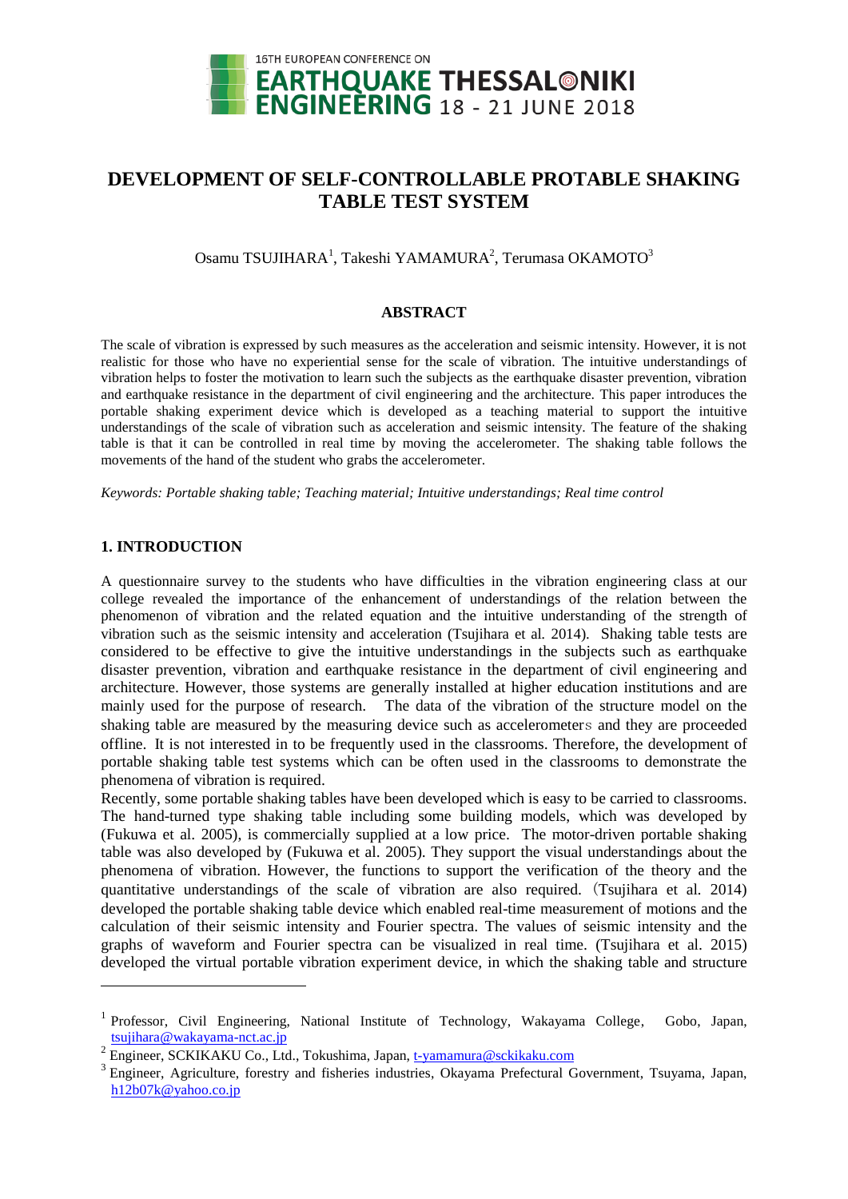# DEVELOPMENT OF SELF-CONTROLLABLE PROTABLE SHAKING TABLE TEST SYSTEM

Osamu TSUJIHARA[1], Takeshi YAMAMURA[2], Terumasa OKAMOTO[3]

## ABSTRACT

The scale of vibration is expressed by such measures as the acceleration and seismic intensity. However, it is not realistic for those who have no experiential sense for the scale of vibration. The intuitive understandings of vibration helps to foster the motivation to learn such the subjects as the earthquake disaster prevention, vibration and earthquake resistance in the department of civil engineering and the architecture. This paper introduces the portable shaking experiment device which is developed as a teaching material to support the intuitive understandings of the scale of vibration such as acceleration and seismic intensity. The feature of the shaking table is that it can be controlled in real time by moving the accelerometer. The shaking table follows the movements of the hand of the student who grabs the accelerometer.

*Keywords: Portable shaking table; Teaching material; Intuitive understandings; Real time control*

## 1. INTRODUCTION

A questionnaire survey to the students who have difficulties in the vibration engineering class at our college revealed the importance of the enhancement of understandings of the relation between the phenomenon of vibration and the related equation and the intuitive understanding of the strength of vibration such as the seismic intensity and acceleration (Tsujihara et al. 2014). Shaking table tests are considered to be effective to give the intuitive understandings in the subjects such as earthquake disaster prevention, vibration and earthquake resistance in the department of civil engineering and architecture. However, those systems are generally installed at higher education institutions and are mainly used for the purpose of research. The data of the vibration of the structure model on the shaking table are measured by the measuring device such as accelerometers and they are proceeded offline. It is not interested in to be frequently used in the classrooms. Therefore, the development of portable shaking table test systems which can be often used in the classrooms to demonstrate the phenomena of vibration is required.

Recently, some portable shaking tables have been developed which is easy to be carried to classrooms. The hand-turned type shaking table including some building models, which was developed by (Fukuwa et al. 2005), is commercially supplied at a low price. The motor-driven portable shaking table was also developed by (Fukuwa et al. 2005). They support the visual understandings about the phenomena of vibration. However, the functions to support the verification of the theory and the quantitative understandings of the scale of vibration are also required. (Tsujihara et al. 2014) developed the portable shaking table device which enabled real-time measurement of motions and the calculation of their seismic intensity and Fourier spectra. The values of seismic intensity and the graphs of waveform and Fourier spectra can be visualized in real time. (Tsujihara et al. 2015) developed the virtual portable vibration experiment device, in which the shaking table and structure

---

[1] Professor, Civil Engineering, National Institute of Technology, Wakayama College, Gobo, Japan, tsujihara@wakayama-nct.ac.jp

[2] Engineer, SCKIKAKU Co., Ltd., Tokushima, Japan, t-yamamura@sckikaku.com

[3] Engineer, Agriculture, forestry and fisheries industries, Okayama Prefectural Government, Tsuyama, Japan, h12b07k@yahoo.co.jp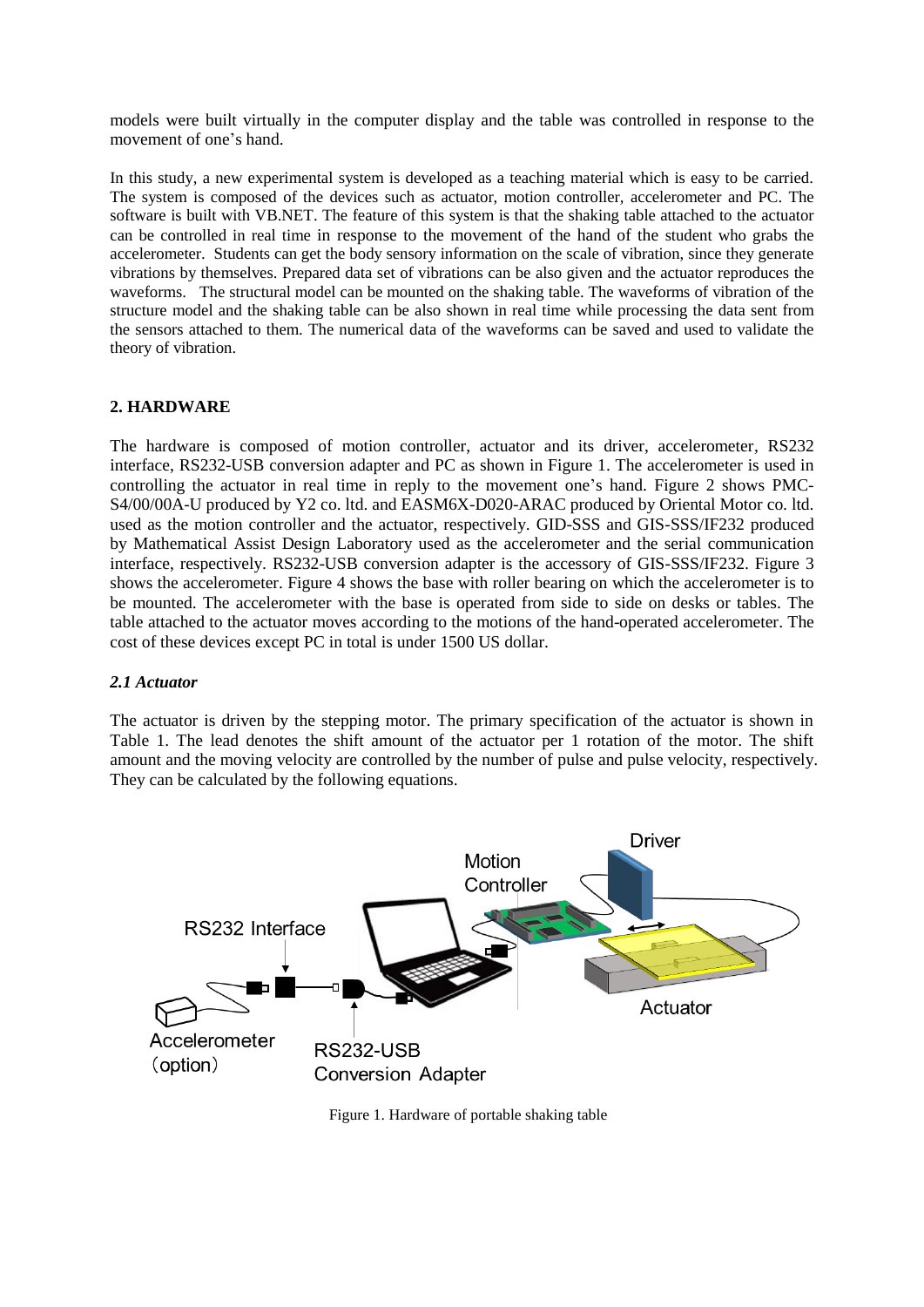models were built virtually in the computer display and the table was controlled in response to the movement of one's hand.

In this study, a new experimental system is developed as a teaching material which is easy to be carried. The system is composed of the devices such as actuator, motion controller, accelerometer and PC. The software is built with VB.NET. The feature of this system is that the shaking table attached to the actuator can be controlled in real time in response to the movement of the hand of the student who grabs the accelerometer. Students can get the body sensory information on the scale of vibration, since they generate vibrations by themselves. Prepared data set of vibrations can be also given and the actuator reproduces the waveforms. The structural model can be mounted on the shaking table. The waveforms of vibration of the structure model and the shaking table can be also shown in real time while processing the data sent from the sensors attached to them. The numerical data of the waveforms can be saved and used to validate the theory of vibration.

## 2. HARDWARE

The hardware is composed of motion controller, actuator and its driver, accelerometer, RS232 interface, RS232-USB conversion adapter and PC as shown in Figure 1. The accelerometer is used in controlling the actuator in real time in reply to the movement one's hand. Figure 2 shows PMC-S4/00/00A-U produced by Y2 co. ltd. and EASM6X-D020-ARAC produced by Oriental Motor co. ltd. used as the motion controller and the actuator, respectively. GID-SSS and GIS-SSS/IF232 produced by Mathematical Assist Design Laboratory used as the accelerometer and the serial communication interface, respectively. RS232-USB conversion adapter is the accessory of GIS-SSS/IF232. Figure 3 shows the accelerometer. Figure 4 shows the base with roller bearing on which the accelerometer is to be mounted. The accelerometer with the base is operated from side to side on desks or tables. The table attached to the actuator moves according to the motions of the hand-operated accelerometer. The cost of these devices except PC in total is under 1500 US dollar.

### *2.1 Actuator*

The actuator is driven by the stepping motor. The primary specification of the actuator is shown in Table 1. The lead denotes the shift amount of the actuator per 1 rotation of the motor. The shift amount and the moving velocity are controlled by the number of pulse and pulse velocity, respectively. They can be calculated by the following equations.

Figure 1. Hardware of portable shaking table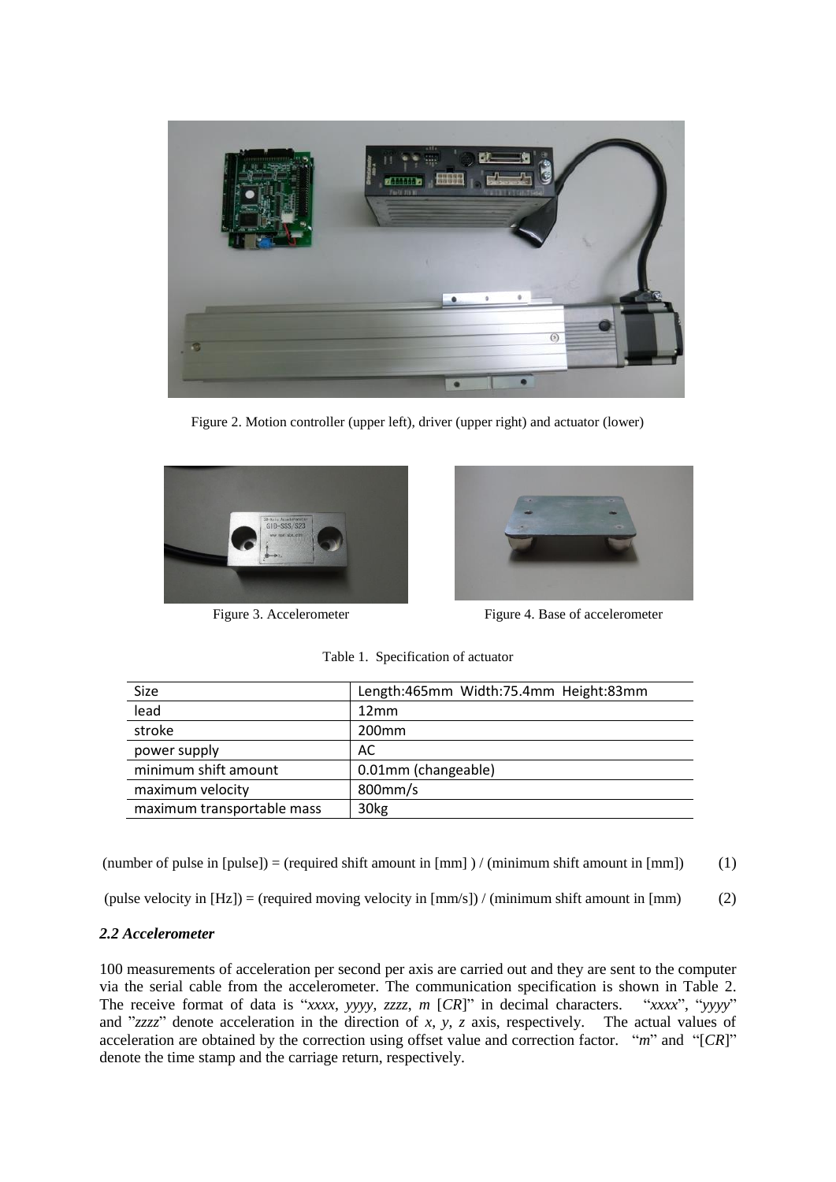Figure 2. Motion controller (upper left), driver (upper right) and actuator (lower)

Figure 3. Accelerometer

Figure 4. Base of accelerometer

Table 1. Specification of actuator

| Size | Length:465mm Width:75.4mm Height:83mm |
|---|---|
| lead | 12mm |
| stroke | 200mm |
| power supply | AC |
| minimum shift amount | 0.01mm (changeable) |
| maximum velocity | 800mm/s |
| maximum transportable mass | 30kg |

(number of pulse in [pulse]) = (required shift amount in [mm] ) / (minimum shift amount in [mm]) (1)

(pulse velocity in [Hz]) = (required moving velocity in [mm/s]) / (minimum shift amount in [mm) (2)

### *2.2 Accelerometer*

100 measurements of acceleration per second per axis are carried out and they are sent to the computer via the serial cable from the accelerometer. The communication specification is shown in Table 2. The receive format of data is "*xxxx*, *yyyy*, *zzzz*, *m* [*CR*]" in decimal characters. "*xxxx*", "*yyyy*" and "*zzzz*" denote acceleration in the direction of *x*, *y*, *z* axis, respectively. The actual values of acceleration are obtained by the correction using offset value and correction factor. "*m*" and "[*CR*]" denote the time stamp and the carriage return, respectively.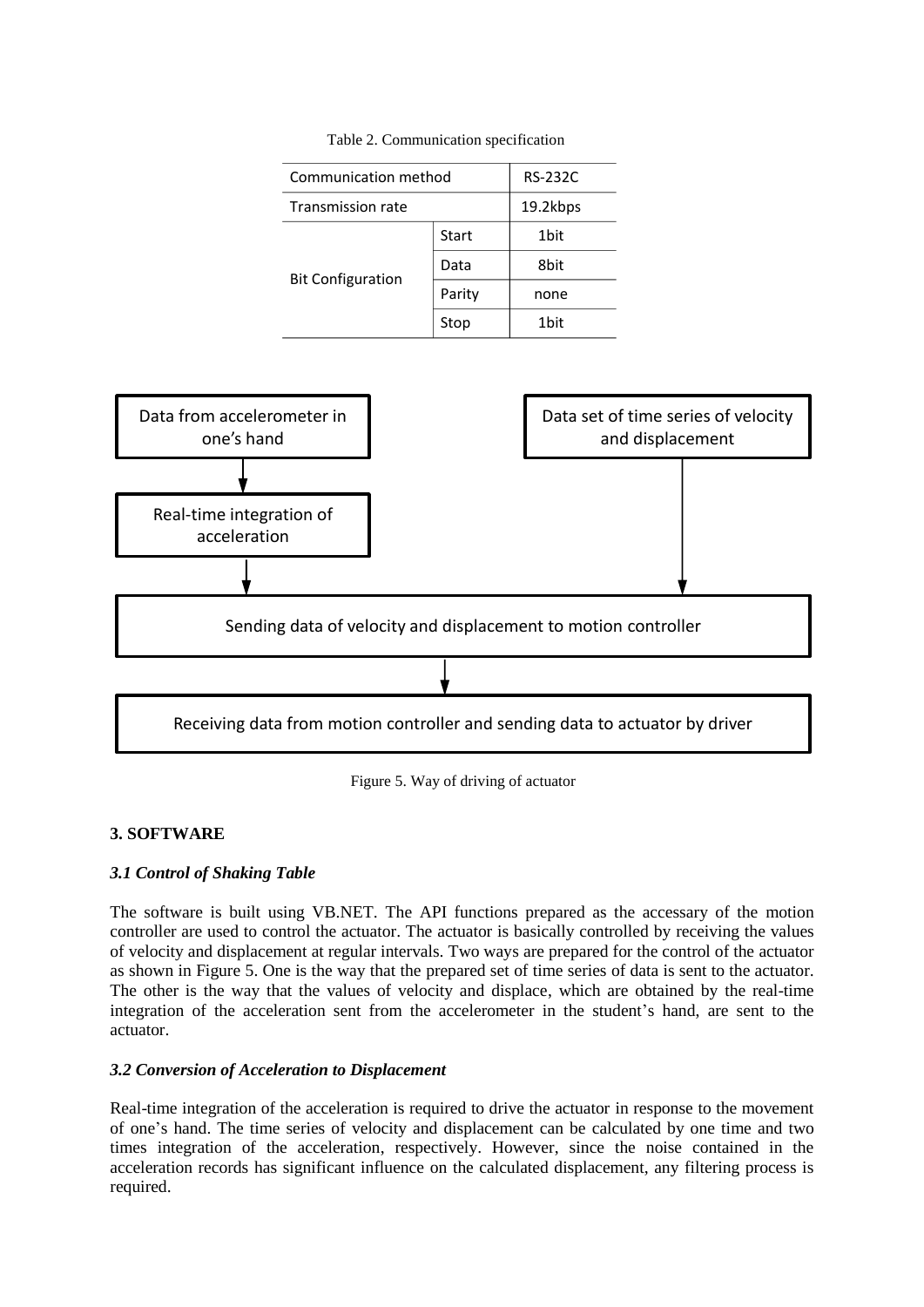Table 2. Communication specification

| Communication method | | RS-232C |
|---|---|---|
| Transmission rate | | 19.2kbps |
| Bit Configuration | Start | 1bit |
| | Data | 8bit |
| | Parity | none |
| | Stop | 1bit |

Data from accelerometer in one's hand → Real-time integration of acceleration → Sending data of velocity and displacement to motion controller

Data set of time series of velocity and displacement → Sending data of velocity and displacement to motion controller

Sending data of velocity and displacement to motion controller → Receiving data from motion controller and sending data to actuator by driver

Figure 5. Way of driving of actuator

## 3. SOFTWARE

### *3.1 Control of Shaking Table*

The software is built using VB.NET. The API functions prepared as the accessary of the motion controller are used to control the actuator. The actuator is basically controlled by receiving the values of velocity and displacement at regular intervals. Two ways are prepared for the control of the actuator as shown in Figure 5. One is the way that the prepared set of time series of data is sent to the actuator. The other is the way that the values of velocity and displace, which are obtained by the real-time integration of the acceleration sent from the accelerometer in the student's hand, are sent to the actuator.

### *3.2 Conversion of Acceleration to Displacement*

Real-time integration of the acceleration is required to drive the actuator in response to the movement of one's hand. The time series of velocity and displacement can be calculated by one time and two times integration of the acceleration, respectively. However, since the noise contained in the acceleration records has significant influence on the calculated displacement, any filtering process is required.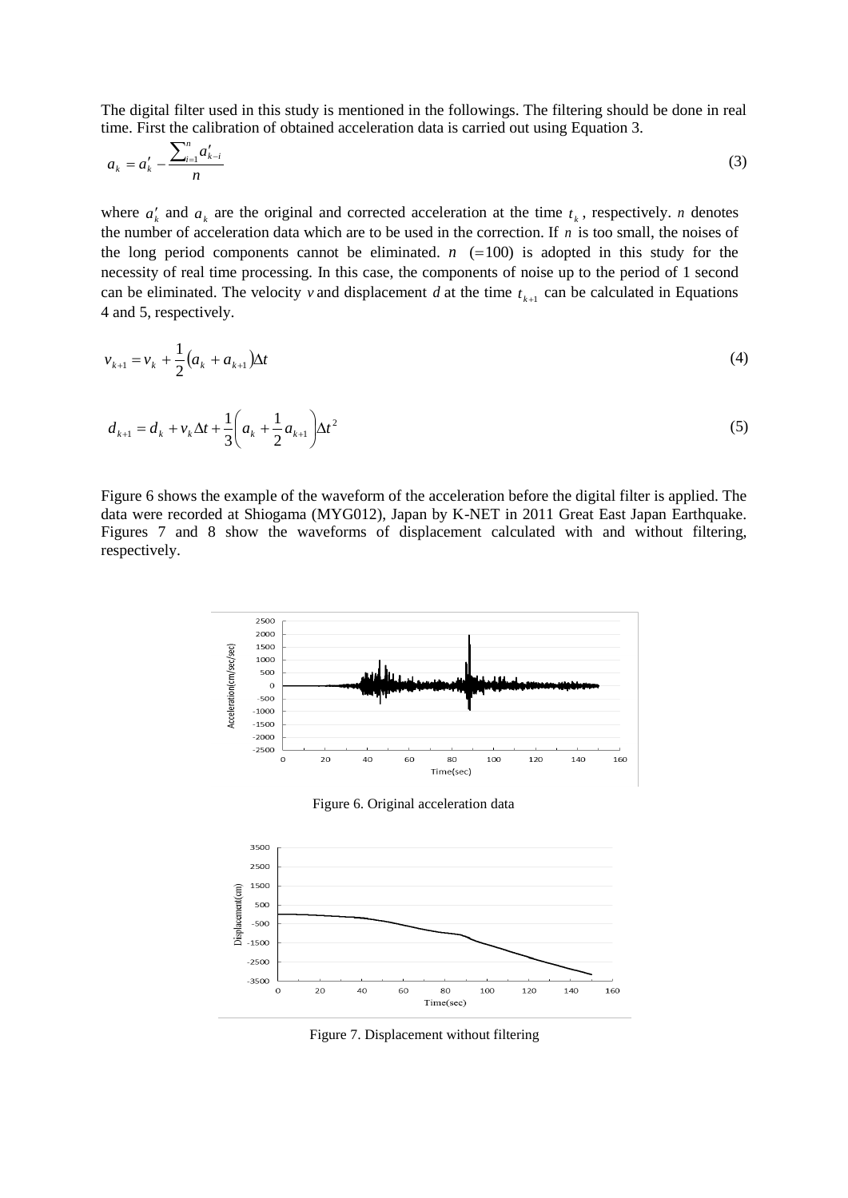The digital filter used in this study is mentioned in the followings. The filtering should be done in real time. First the calibration of obtained acceleration data is carried out using Equation 3.

$$a_k = a'_k - \frac{\sum_{i=1}^{n} a'_{k-i}}{n} \tag{3}$$

where $a'_k$ and $a_k$ are the original and corrected acceleration at the time $t_k$, respectively. $n$ denotes the number of acceleration data which are to be used in the correction. If $n$ is too small, the noises of the long period components cannot be eliminated. $n$ $(=100)$ is adopted in this study for the necessity of real time processing. In this case, the components of noise up to the period of 1 second can be eliminated. The velocity $v$ and displacement $d$ at the time $t_{k+1}$ can be calculated in Equations 4 and 5, respectively.

$$v_{k+1} = v_k + \frac{1}{2}\left(a_k + a_{k+1}\right)\Delta t \tag{4}$$

$$d_{k+1} = d_k + v_k \Delta t + \frac{1}{3}\left(a_k + \frac{1}{2}a_{k+1}\right)\Delta t^2 \tag{5}$$

Figure 6 shows the example of the waveform of the acceleration before the digital filter is applied. The data were recorded at Shiogama (MYG012), Japan by K-NET in 2011 Great East Japan Earthquake. Figures 7 and 8 show the waveforms of displacement calculated with and without filtering, respectively.

Figure 6. Original acceleration data

Figure 7. Displacement without filtering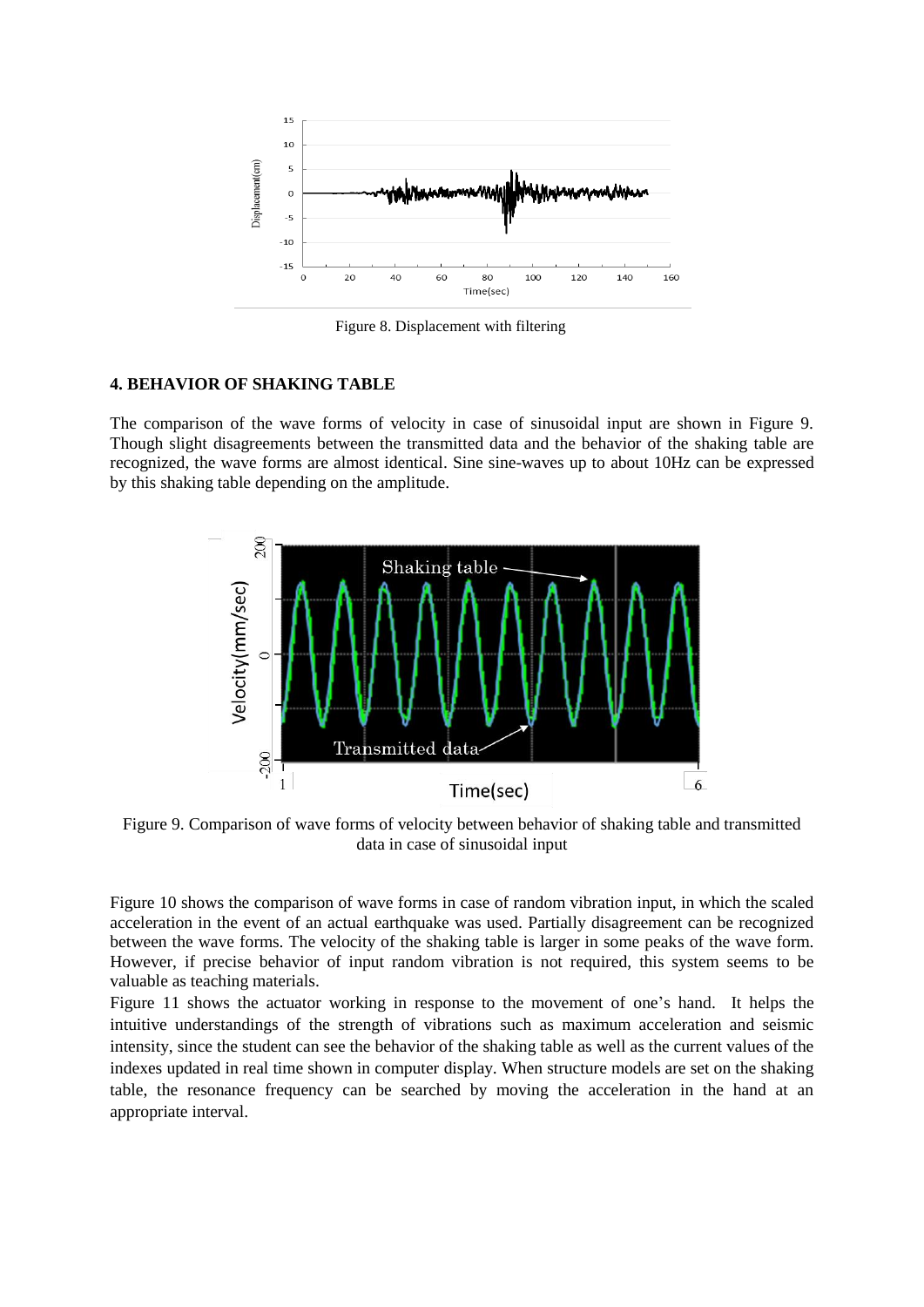Figure 8. Displacement with filtering

## 4. BEHAVIOR OF SHAKING TABLE

The comparison of the wave forms of velocity in case of sinusoidal input are shown in Figure 9. Though slight disagreements between the transmitted data and the behavior of the shaking table are recognized, the wave forms are almost identical. Sine sine-waves up to about 10Hz can be expressed by this shaking table depending on the amplitude.

Figure 9. Comparison of wave forms of velocity between behavior of shaking table and transmitted data in case of sinusoidal input

Figure 10 shows the comparison of wave forms in case of random vibration input, in which the scaled acceleration in the event of an actual earthquake was used. Partially disagreement can be recognized between the wave forms. The velocity of the shaking table is larger in some peaks of the wave form. However, if precise behavior of input random vibration is not required, this system seems to be valuable as teaching materials.

Figure 11 shows the actuator working in response to the movement of one's hand. It helps the intuitive understandings of the strength of vibrations such as maximum acceleration and seismic intensity, since the student can see the behavior of the shaking table as well as the current values of the indexes updated in real time shown in computer display. When structure models are set on the shaking table, the resonance frequency can be searched by moving the acceleration in the hand at an appropriate interval.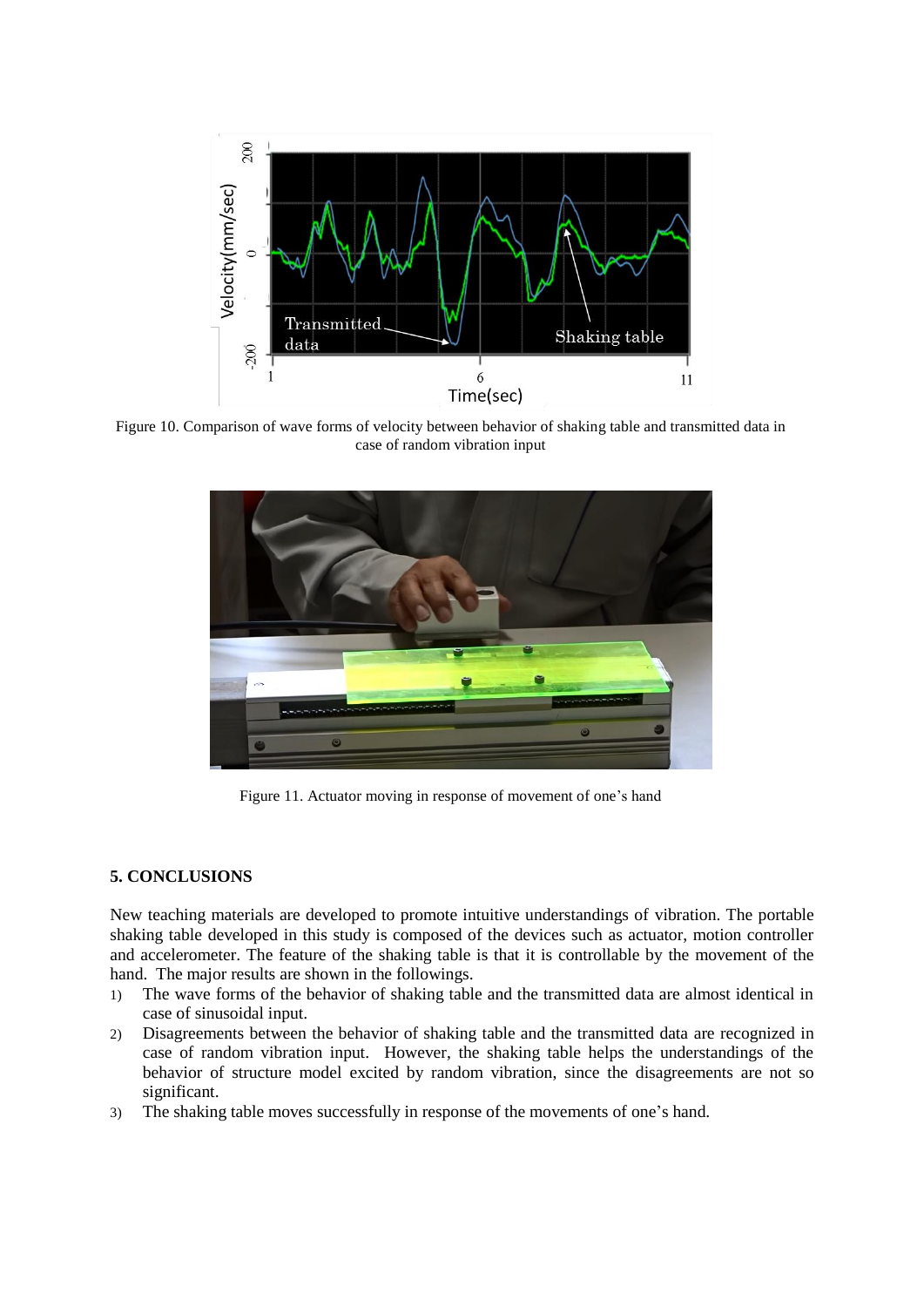Figure 10. Comparison of wave forms of velocity between behavior of shaking table and transmitted data in case of random vibration input

Figure 11. Actuator moving in response of movement of one's hand

## 5. CONCLUSIONS

New teaching materials are developed to promote intuitive understandings of vibration. The portable shaking table developed in this study is composed of the devices such as actuator, motion controller and accelerometer. The feature of the shaking table is that it is controllable by the movement of the hand. The major results are shown in the followings.

1) The wave forms of the behavior of shaking table and the transmitted data are almost identical in case of sinusoidal input.
2) Disagreements between the behavior of shaking table and the transmitted data are recognized in case of random vibration input. However, the shaking table helps the understandings of the behavior of structure model excited by random vibration, since the disagreements are not so significant.
3) The shaking table moves successfully in response of the movements of one's hand.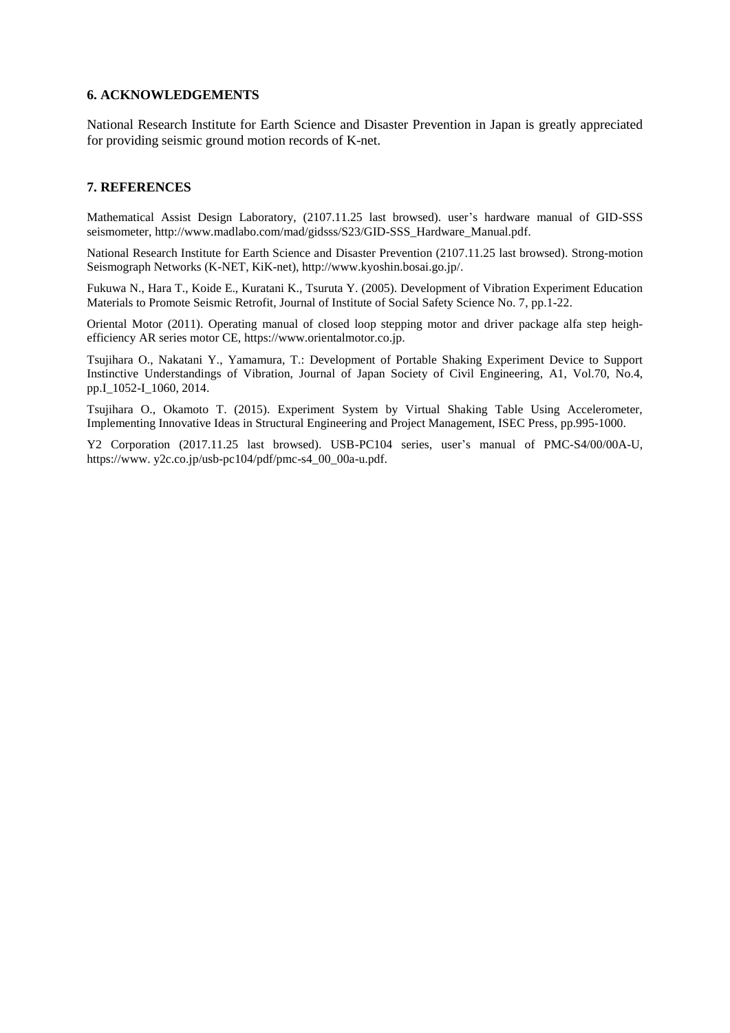## 6. ACKNOWLEDGEMENTS

National Research Institute for Earth Science and Disaster Prevention in Japan is greatly appreciated for providing seismic ground motion records of K-net.

## 7. REFERENCES

Mathematical Assist Design Laboratory, (2107.11.25 last browsed). user's hardware manual of GID-SSS seismometer, http://www.madlabo.com/mad/gidsss/S23/GID-SSS_Hardware_Manual.pdf.

National Research Institute for Earth Science and Disaster Prevention (2107.11.25 last browsed). Strong-motion Seismograph Networks (K-NET, KiK-net), http://www.kyoshin.bosai.go.jp/.

Fukuwa N., Hara T., Koide E., Kuratani K., Tsuruta Y. (2005). Development of Vibration Experiment Education Materials to Promote Seismic Retrofit, Journal of Institute of Social Safety Science No. 7, pp.1-22.

Oriental Motor (2011). Operating manual of closed loop stepping motor and driver package alfa step heigh-efficiency AR series motor CE, https://www.orientalmotor.co.jp.

Tsujihara O., Nakatani Y., Yamamura, T.: Development of Portable Shaking Experiment Device to Support Instinctive Understandings of Vibration, Journal of Japan Society of Civil Engineering, A1, Vol.70, No.4, pp.I_1052-I_1060, 2014.

Tsujihara O., Okamoto T. (2015). Experiment System by Virtual Shaking Table Using Accelerometer, Implementing Innovative Ideas in Structural Engineering and Project Management, ISEC Press, pp.995-1000.

Y2 Corporation (2017.11.25 last browsed). USB-PC104 series, user's manual of PMC-S4/00/00A-U, https://www. y2c.co.jp/usb-pc104/pdf/pmc-s4_00_00a-u.pdf.